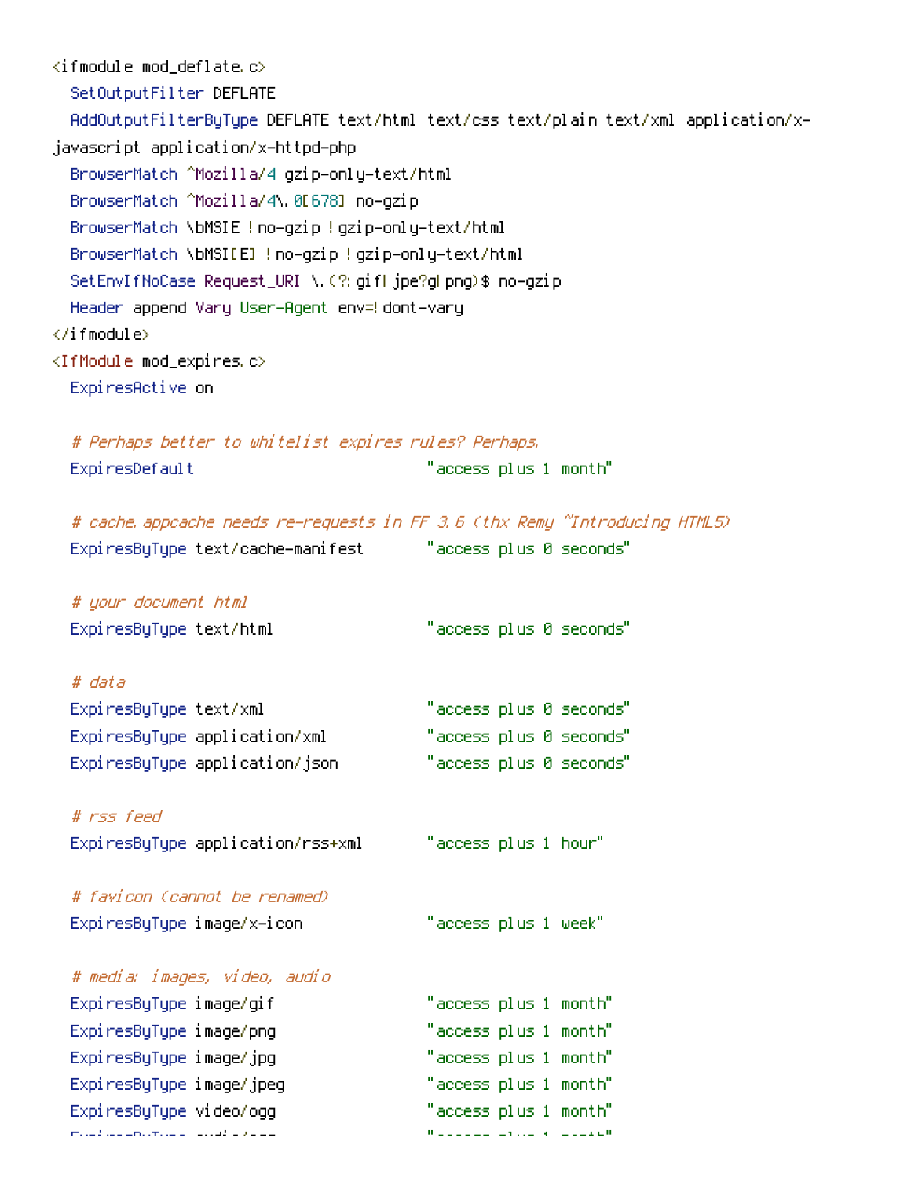```
<ifmodule mod_deflate.c>
  SetOutputFilter DEFLATE
  AddOutputFilterByType DEFLATE text/html text/css text/plain text/xml application/x-
javascript application/x-httpd-php
  BrowserMatch ^Mozilla/4 gzip-only-text/html
  BrowserMatch ^Mozilla/4\.0[678] no-gzip
  BrowserMatch \bMSIE !no-gzip !gzip-only-text/html
  BrowserMatch \bMSI[E] !no-gzip !gzip-only-text/html
  SetEnvIfNoCase Request_URI \.(?:gif|jpe?g|png)$ no-gzip
  Header append Vary User-Agent env=!dont-vary
</ifmodule>
<IfModule mod_expires.c>
  ExpiresActive on

  # Perhaps better to whitelist expires rules? Perhaps.
  ExpiresDefault                          "access plus 1 month"

  # cache.appcache needs re-requests in FF 3.6 (thx Remy ~Introducing HTML5)
  ExpiresByType text/cache-manifest       "access plus 0 seconds"

  # your document html
  ExpiresByType text/html                 "access plus 0 seconds"

  # data
  ExpiresByType text/xml                  "access plus 0 seconds"
  ExpiresByType application/xml           "access plus 0 seconds"
  ExpiresByType application/json          "access plus 0 seconds"

  # rss feed
  ExpiresByType application/rss+xml       "access plus 1 hour"

  # favicon (cannot be renamed)
  ExpiresByType image/x-icon              "access plus 1 week"

  # media: images, video, audio
  ExpiresByType image/gif                 "access plus 1 month"
  ExpiresByType image/png                 "access plus 1 month"
  ExpiresByType image/jpg                 "access plus 1 month"
  ExpiresByType image/jpeg                "access plus 1 month"
  ExpiresByType video/ogg                 "access plus 1 month"
  ExpiresByType audio/ogg                 "access plus 1 month"
```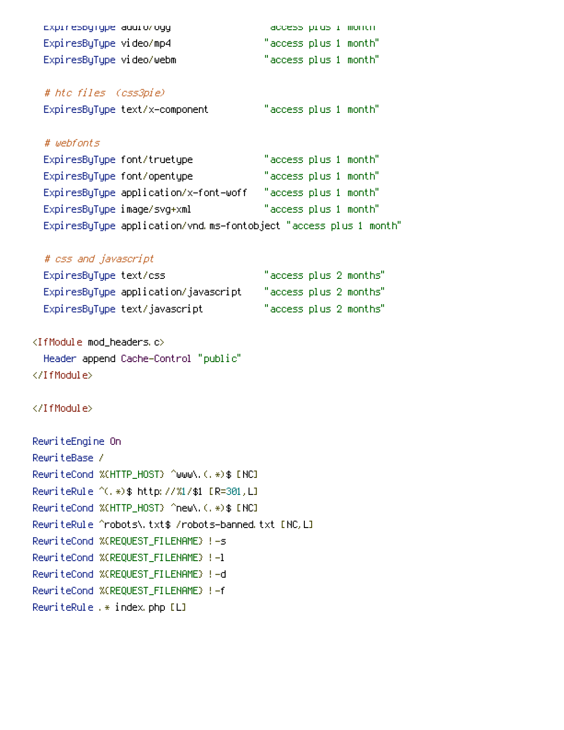```
  ExpiresByType audio/ogg                 "access plus 1 month"
  ExpiresByType video/mp4                 "access plus 1 month"
  ExpiresByType video/webm                "access plus 1 month"

  # htc files  (css3pie)
  ExpiresByType text/x-component          "access plus 1 month"

  # webfonts
  ExpiresByType font/truetype             "access plus 1 month"
  ExpiresByType font/opentype             "access plus 1 month"
  ExpiresByType application/x-font-woff   "access plus 1 month"
  ExpiresByType image/svg+xml             "access plus 1 month"
  ExpiresByType application/vnd.ms-fontobject "access plus 1 month"

  # css and javascript
  ExpiresByType text/css                  "access plus 2 months"
  ExpiresByType application/javascript    "access plus 2 months"
  ExpiresByType text/javascript           "access plus 2 months"

<IfModule mod_headers.c>
  Header append Cache-Control "public"
</IfModule>

</IfModule>

RewriteEngine On
RewriteBase /
RewriteCond %{HTTP_HOST} ^www\.(.*)$ [NC]
RewriteRule ^(.*)$ http://%1/$1 [R=301,L]
RewriteCond %{HTTP_HOST} ^new\.(.*)$ [NC]
RewriteRule ^robots\.txt$ /robots-banned.txt [NC,L]
RewriteCond %{REQUEST_FILENAME} !-s
RewriteCond %{REQUEST_FILENAME} !-l
RewriteCond %{REQUEST_FILENAME} !-d
RewriteCond %{REQUEST_FILENAME} !-f
RewriteRule .* index.php [L]
```